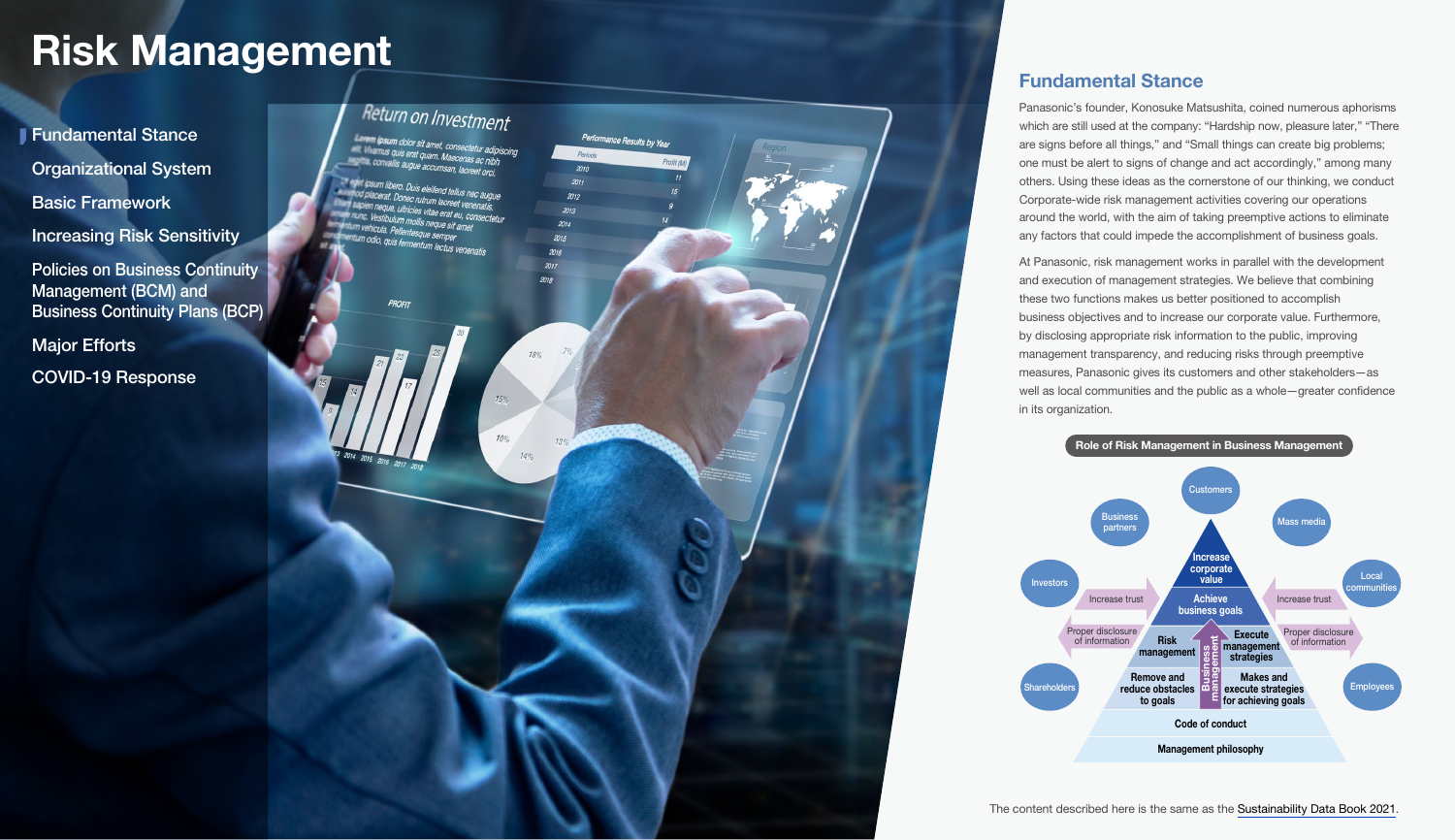# Risk Management

- Fundamental Stance
- Organizational System
- Basic Framework
- Increasing Risk Sensitivity
- Policies on Business Continuity Management (BCM) and Business Continuity Plans (BCP)
- Major Efforts
- COVID-19 Response

## Fundamental Stance

Panasonic's founder, Konosuke Matsushita, coined numerous aphorisms which are still used at the company: "Hardship now, pleasure later," "There are signs before all things," and "Small things can create big problems; one must be alert to signs of change and act accordingly," among many others. Using these ideas as the cornerstone of our thinking, we conduct Corporate-wide risk management activities covering our operations around the world, with the aim of taking preemptive actions to eliminate any factors that could impede the accomplishment of business goals.

At Panasonic, risk management works in parallel with the development and execution of management strategies. We believe that combining these two functions makes us better positioned to accomplish business objectives and to increase our corporate value. Furthermore, by disclosing appropriate risk information to the public, improving management transparency, and reducing risks through preemptive measures, Panasonic gives its customers and other stakeholders—as well as local communities and the public as a whole—greater confidence in its organization.

**Role of Risk Management in Business Management**

Stakeholders: Customers, Business partners, Mass media, Investors, Local communities, Shareholders, Employees

- Increase corporate value
- Achieve business goals
- Risk management: Remove and reduce obstacles to goals
- Business management
- Execute management strategies: Makes and execute strategies for achieving goals
- Code of conduct
- Management philosophy

Proper disclosure of information → Increase trust

The content described here is the same as the Sustainability Data Book 2021.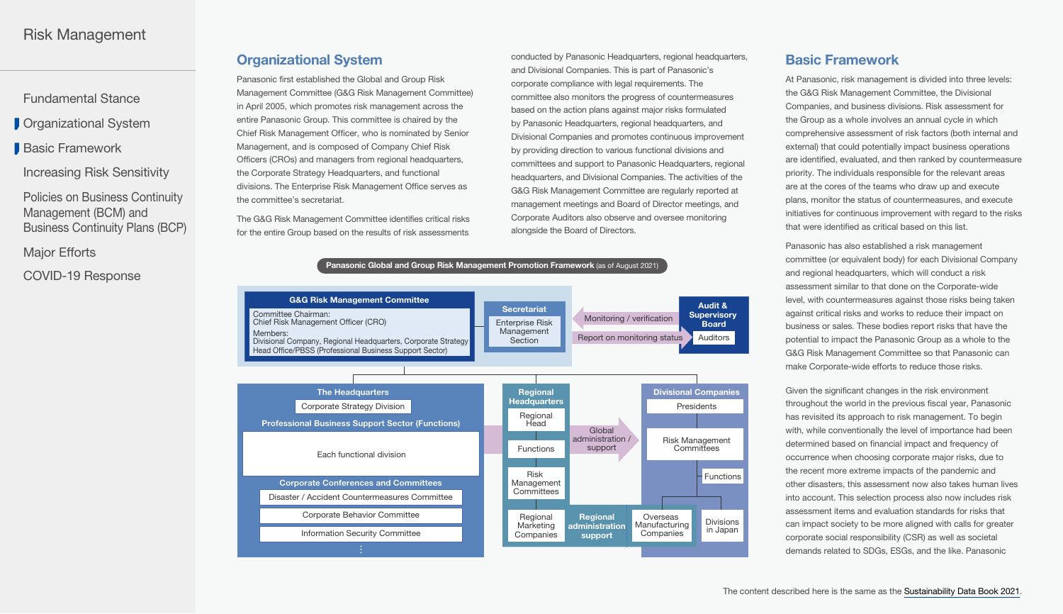# Risk Management

- Fundamental Stance
- Organizational System
- Basic Framework
- Increasing Risk Sensitivity
- Policies on Business Continuity Management (BCM) and Business Continuity Plans (BCP)
- Major Efforts
- COVID-19 Response

## Organizational System

Panasonic first established the Global and Group Risk Management Committee (G&G Risk Management Committee) in April 2005, which promotes risk management across the entire Panasonic Group. This committee is chaired by the Chief Risk Management Officer, who is nominated by Senior Management, and is composed of Company Chief Risk Officers (CROs) and managers from regional headquarters, the Corporate Strategy Headquarters, and functional divisions. The Enterprise Risk Management Office serves as the committee's secretariat.

The G&G Risk Management Committee identifies critical risks for the entire Group based on the results of risk assessments conducted by Panasonic Headquarters, regional headquarters, and Divisional Companies. This is part of Panasonic's corporate compliance with legal requirements. The committee also monitors the progress of countermeasures based on the action plans against major risks formulated by Panasonic Headquarters, regional headquarters, and Divisional Companies and promotes continuous improvement by providing direction to various functional divisions and committees and support to Panasonic Headquarters, regional headquarters, and Divisional Companies. The activities of the G&G Risk Management Committee are regularly reported at management meetings and Board of Director meetings, and Corporate Auditors also observe and oversee monitoring alongside the Board of Directors.

**Panasonic Global and Group Risk Management Promotion Framework** (as of August 2021)

**G&G Risk Management Committee**
- Committee Chairman: Chief Risk Management Officer (CRO)
- Members: Divisional Company, Regional Headquarters, Corporate Strategy Head Office/PBSS (Professional Business Support Sector)

**Secretariat**
- Enterprise Risk Management Section

**Audit & Supervisory Board**
- Auditors

Monitoring / verification
Report on monitoring status

**The Headquarters**
- Corporate Strategy Division

**Professional Business Support Sector (Functions)**
- Each functional division

**Corporate Conferences and Committees**
- Disaster / Accident Countermeasures Committee
- Corporate Behavior Committee
- Information Security Committee
- ⋮

**Regional Headquarters**
- Regional Head
- Functions
- Risk Management Committees
- Regional Marketing Companies

Global administration / support

Regional administration support

**Divisional Companies**
- Presidents
- Risk Management Committees
- Functions
- Overseas Manufacturing Companies
- Divisions in Japan

## Basic Framework

At Panasonic, risk management is divided into three levels: the G&G Risk Management Committee, the Divisional Companies, and business divisions. Risk assessment for the Group as a whole involves an annual cycle in which comprehensive assessment of risk factors (both internal and external) that could potentially impact business operations are identified, evaluated, and then ranked by countermeasure priority. The individuals responsible for the relevant areas are at the cores of the teams who draw up and execute plans, monitor the status of countermeasures, and execute initiatives for continuous improvement with regard to the risks that were identified as critical based on this list.

Panasonic has also established a risk management committee (or equivalent body) for each Divisional Company and regional headquarters, which will conduct a risk assessment similar to that done on the Corporate-wide level, with countermeasures against those risks being taken against critical risks and works to reduce their impact on business or sales. These bodies report risks that have the potential to impact the Panasonic Group as a whole to the G&G Risk Management Committee so that Panasonic can make Corporate-wide efforts to reduce those risks.

Given the significant changes in the risk environment throughout the world in the previous fiscal year, Panasonic has revisited its approach to risk management. To begin with, while conventionally the level of importance had been determined based on financial impact and frequency of occurrence when choosing corporate major risks, due to the recent more extreme impacts of the pandemic and other disasters, this assessment now also takes human lives into account. This selection process also now includes risk assessment items and evaluation standards for risks that can impact society to be more aligned with calls for greater corporate social responsibility (CSR) as well as societal demands related to SDGs, ESGs, and the like. Panasonic

The content described here is the same as the Sustainability Data Book 2021.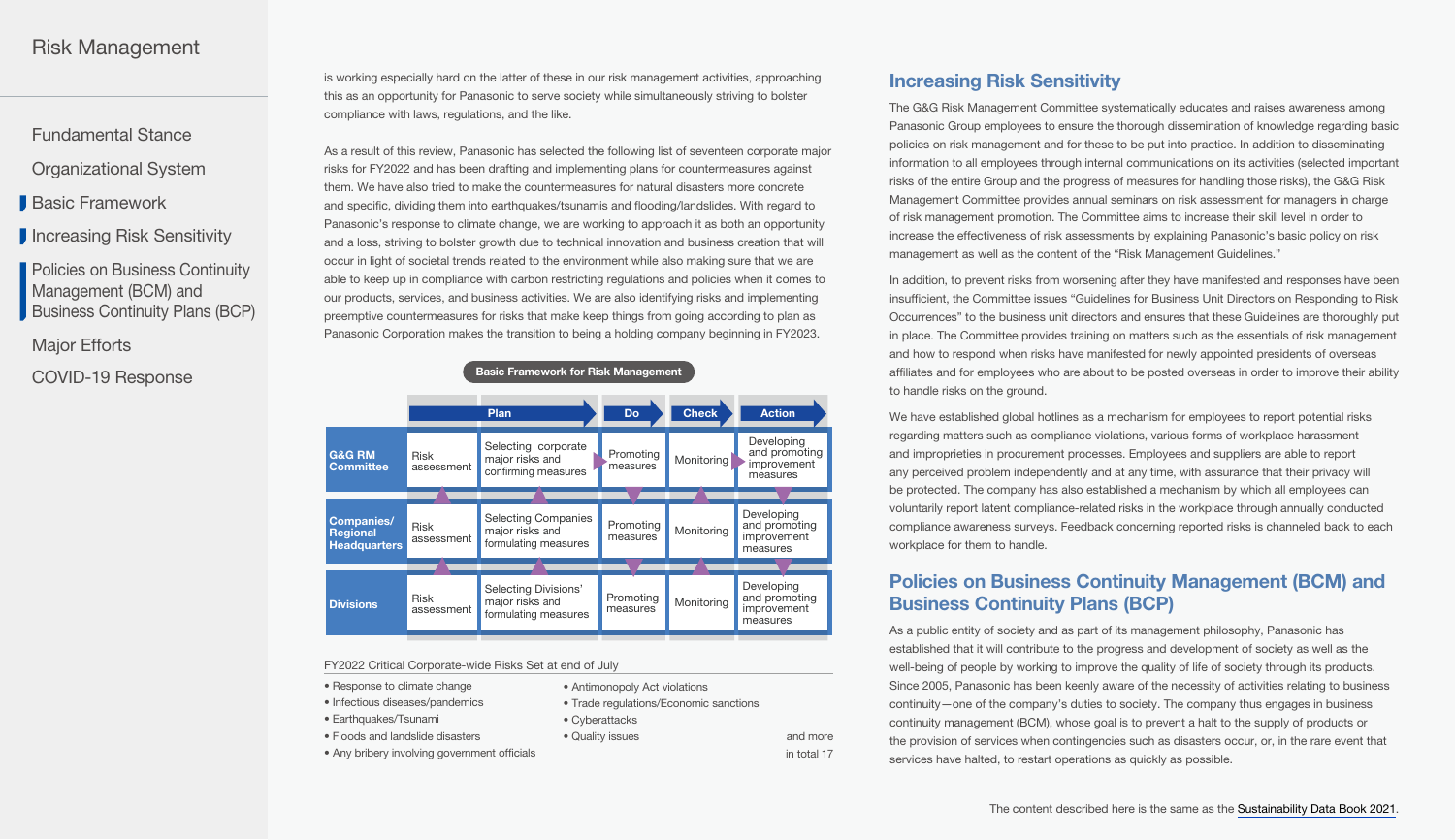is working especially hard on the latter of these in our risk management activities, approaching this as an opportunity for Panasonic to serve society while simultaneously striving to bolster compliance with laws, regulations, and the like.

As a result of this review, Panasonic has selected the following list of seventeen corporate major risks for FY2022 and has been drafting and implementing plans for countermeasures against them. We have also tried to make the countermeasures for natural disasters more concrete and specific, dividing them into earthquakes/tsunamis and flooding/landslides. With regard to Panasonic's response to climate change, we are working to approach it as both an opportunity and a loss, striving to bolster growth due to technical innovation and business creation that will occur in light of societal trends related to the environment while also making sure that we are able to keep up in compliance with carbon restricting regulations and policies when it comes to our products, services, and business activities. We are also identifying risks and implementing preemptive countermeasures for risks that make keep things from going according to plan as Panasonic Corporation makes the transition to being a holding company beginning in FY2023.

**Basic Framework for Risk Management**

| | Plan | | Do | Check | Action |
|---|---|---|---|---|---|
| G&G RM Committee | Risk assessment | Selecting corporate major risks and confirming measures | Promoting measures | Monitoring | Developing and promoting improvement measures |
| Companies/ Regional Headquarters | Risk assessment | Selecting Companies major risks and formulating measures | Promoting measures | Monitoring | Developing and promoting improvement measures |
| Divisions | Risk assessment | Selecting Divisions' major risks and formulating measures | Promoting measures | Monitoring | Developing and promoting improvement measures |

FY2022 Critical Corporate-wide Risks Set at end of July

- Response to climate change
- Infectious diseases/pandemics
- Earthquakes/Tsunami
- Floods and landslide disasters
- Any bribery involving government officials
- Antimonopoly Act violations
- Trade regulations/Economic sanctions
- Cyberattacks
- Quality issues

and more in total 17

## Increasing Risk Sensitivity

The G&G Risk Management Committee systematically educates and raises awareness among Panasonic Group employees to ensure the thorough dissemination of knowledge regarding basic policies on risk management and for these to be put into practice. In addition to disseminating information to all employees through internal communications on its activities (selected important risks of the entire Group and the progress of measures for handling those risks), the G&G Risk Management Committee provides annual seminars on risk assessment for managers in charge of risk management promotion. The Committee aims to increase their skill level in order to increase the effectiveness of risk assessments by explaining Panasonic's basic policy on risk management as well as the content of the "Risk Management Guidelines."

In addition, to prevent risks from worsening after they have manifested and responses have been insufficient, the Committee issues "Guidelines for Business Unit Directors on Responding to Risk Occurrences" to the business unit directors and ensures that these Guidelines are thoroughly put in place. The Committee provides training on matters such as the essentials of risk management and how to respond when risks have manifested for newly appointed presidents of overseas affiliates and for employees who are about to be posted overseas in order to improve their ability to handle risks on the ground.

We have established global hotlines as a mechanism for employees to report potential risks regarding matters such as compliance violations, various forms of workplace harassment and improprieties in procurement processes. Employees and suppliers are able to report any perceived problem independently and at any time, with assurance that their privacy will be protected. The company has also established a mechanism by which all employees can voluntarily report latent compliance-related risks in the workplace through annually conducted compliance awareness surveys. Feedback concerning reported risks is channeled back to each workplace for them to handle.

## Policies on Business Continuity Management (BCM) and Business Continuity Plans (BCP)

As a public entity of society and as part of its management philosophy, Panasonic has established that it will contribute to the progress and development of society as well as the well-being of people by working to improve the quality of life of society through its products. Since 2005, Panasonic has been keenly aware of the necessity of activities relating to business continuity—one of the company's duties to society. The company thus engages in business continuity management (BCM), whose goal is to prevent a halt to the supply of products or the provision of services when contingencies such as disasters occur, or, in the rare event that services have halted, to restart operations as quickly as possible.

The content described here is the same as the Sustainability Data Book 2021.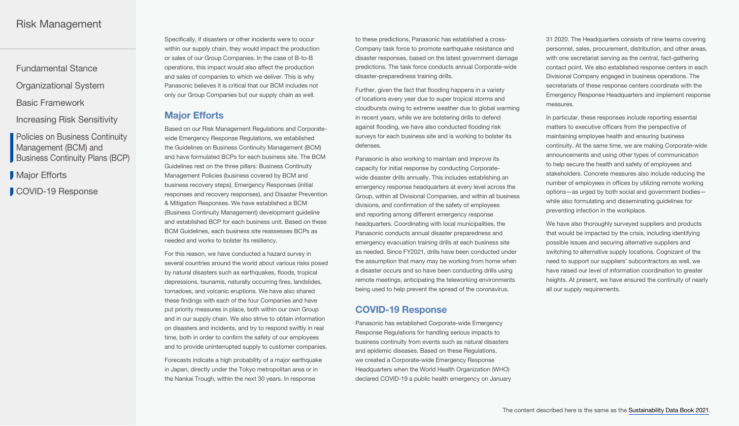Specifically, if disasters or other incidents were to occur within our supply chain, they would impact the production or sales of our Group Companies. In the case of B-to-B operations, this impact would also affect the production and sales of companies to which we deliver. This is why Panasonic believes it is critical that our BCM includes not only our Group Companies but our supply chain as well.

## Major Efforts

Based on our Risk Management Regulations and Corporate-wide Emergency Response Regulations, we established the Guidelines on Business Continuity Management (BCM) and have formulated BCPs for each business site. The BCM Guidelines rest on the three pillars: Business Continuity Management Policies (business covered by BCM and business recovery steps), Emergency Responses (initial responses and recovery responses), and Disaster Prevention & Mitigation Responses. We have established a BCM (Business Continuity Management) development guideline and established BCP for each business unit. Based on these BCM Guidelines, each business site reassesses BCPs as needed and works to bolster its resiliency.

For this reason, we have conducted a hazard survey in several countries around the world about various risks posed by natural disasters such as earthquakes, floods, tropical depressions, tsunamis, naturally occurring fires, landslides, tornadoes, and volcanic eruptions. We have also shared these findings with each of the four Companies and have put priority measures in place, both within our own Group and in our supply chain. We also strive to obtain information on disasters and incidents, and try to respond swiftly in real time, both in order to confirm the safety of our employees and to provide uninterrupted supply to customer companies.

Forecasts indicate a high probability of a major earthquake in Japan, directly under the Tokyo metropolitan area or in the Nankai Trough, within the next 30 years. In response to these predictions, Panasonic has established a cross-Company task force to promote earthquake resistance and disaster responses, based on the latest government damage predictions. The task force conducts annual Corporate-wide disaster-preparedness training drills.

Further, given the fact that flooding happens in a variety of locations every year due to super tropical storms and cloudbursts owing to extreme weather due to global warming in recent years, while we are bolstering drills to defend against flooding, we have also conducted flooding risk surveys for each business site and is working to bolster its defenses.

Panasonic is also working to maintain and improve its capacity for initial response by conducting Corporate-wide disaster drills annually. This includes establishing an emergency response headquarters at every level across the Group, within all Divisional Companies, and within all business divisions, and confirmation of the safety of employees and reporting among different emergency response headquarters. Coordinating with local municipalities, the Panasonic conducts annual disaster preparedness and emergency evacuation training drills at each business site as needed. Since FY2021, drills have been conducted under the assumption that many may be working from home when a disaster occurs and so have been conducting drills using remote meetings, anticipating the teleworking environments being used to help prevent the spread of the coronavirus.

## COVID-19 Response

Panasonic has established Corporate-wide Emergency Response Regulations for handling serious impacts to business continuity from events such as natural disasters and epidemic diseases. Based on these Regulations, we created a Corporate-wide Emergency Response Headquarters when the World Health Organization (WHO) declared COVID-19 a public health emergency on January 31 2020. The Headquarters consists of nine teams covering personnel, sales, procurement, distribution, and other areas, with one secretariat serving as the central, fact-gathering contact point. We also established response centers in each Divisional Company engaged in business operations. The secretariats of these response centers coordinate with the Emergency Response Headquarters and implement response measures.

In particular, these responses include reporting essential matters to executive officers from the perspective of maintaining employee health and ensuring business continuity. At the same time, we are making Corporate-wide announcements and using other types of communication to help secure the health and safety of employees and stakeholders. Concrete measures also include reducing the number of employees in offices by utilizing remote working options—as urged by both social and government bodies—while also formulating and disseminating guidelines for preventing infection in the workplace.

We have also thoroughly surveyed suppliers and products that would be impacted by the crisis, including identifying possible issues and securing alternative suppliers and switching to alternative supply locations. Cognizant of the need to support our suppliers' subcontractors as well, we have raised our level of information coordination to greater heights. At present, we have ensured the continuity of nearly all our supply requirements.

The content described here is the same as the Sustainability Data Book 2021.